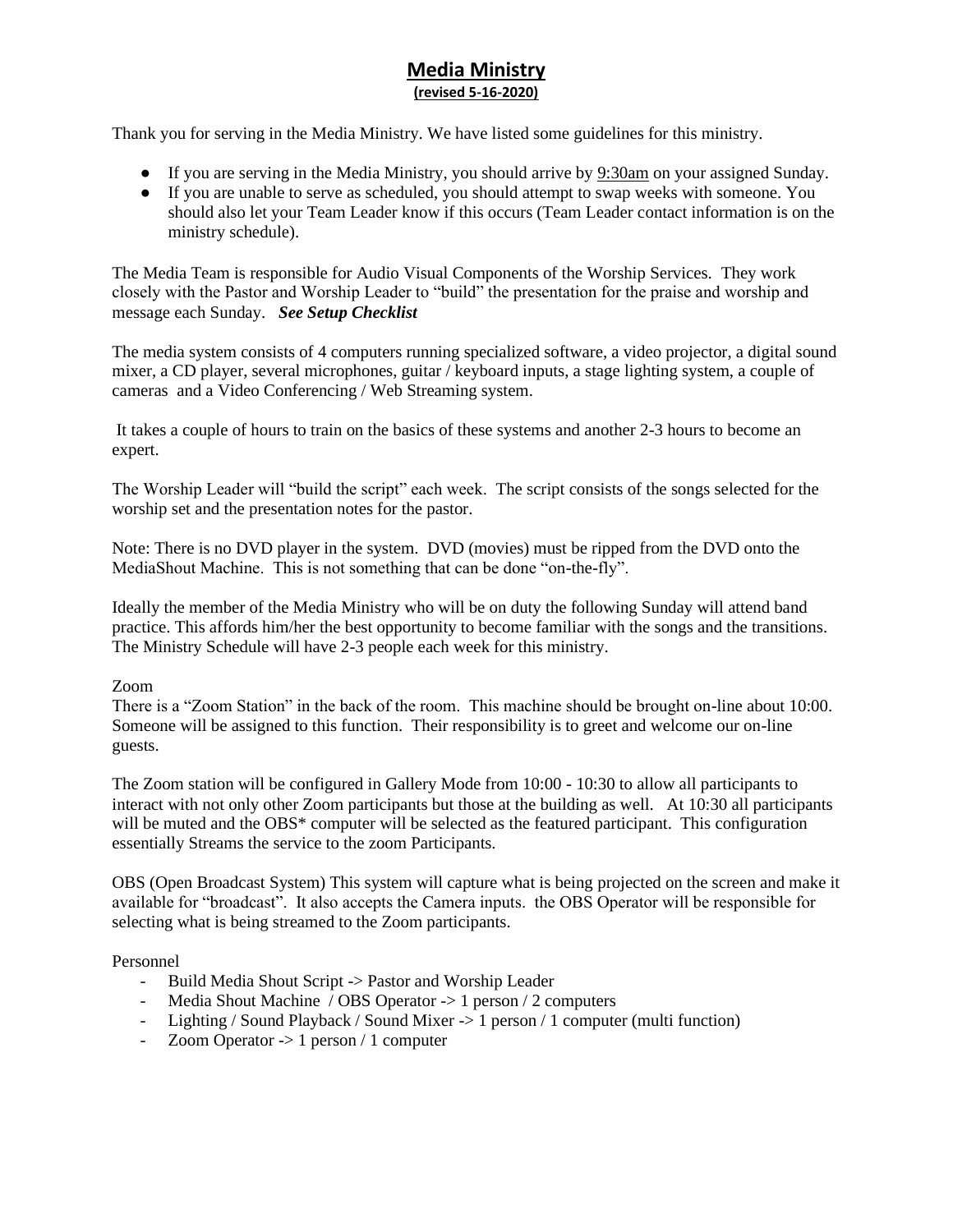# Media Ministry

**(revised 5-16-2020)**

Thank you for serving in the Media Ministry. We have listed some guidelines for this ministry.

- If you are serving in the Media Ministry, you should arrive by 9:30am on your assigned Sunday.
- If you are unable to serve as scheduled, you should attempt to swap weeks with someone. You should also let your Team Leader know if this occurs (Team Leader contact information is on the ministry schedule).

The Media Team is responsible for Audio Visual Components of the Worship Services. They work closely with the Pastor and Worship Leader to "build" the presentation for the praise and worship and message each Sunday. ***See Setup Checklist***

The media system consists of 4 computers running specialized software, a video projector, a digital sound mixer, a CD player, several microphones, guitar / keyboard inputs, a stage lighting system, a couple of cameras and a Video Conferencing / Web Streaming system.

It takes a couple of hours to train on the basics of these systems and another 2-3 hours to become an expert.

The Worship Leader will "build the script" each week. The script consists of the songs selected for the worship set and the presentation notes for the pastor.

Note: There is no DVD player in the system. DVD (movies) must be ripped from the DVD onto the MediaShout Machine. This is not something that can be done "on-the-fly".

Ideally the member of the Media Ministry who will be on duty the following Sunday will attend band practice. This affords him/her the best opportunity to become familiar with the songs and the transitions. The Ministry Schedule will have 2-3 people each week for this ministry.

Zoom

There is a "Zoom Station" in the back of the room. This machine should be brought on-line about 10:00. Someone will be assigned to this function. Their responsibility is to greet and welcome our on-line guests.

The Zoom station will be configured in Gallery Mode from 10:00 - 10:30 to allow all participants to interact with not only other Zoom participants but those at the building as well. At 10:30 all participants will be muted and the OBS* computer will be selected as the featured participant. This configuration essentially Streams the service to the zoom Participants.

OBS (Open Broadcast System) This system will capture what is being projected on the screen and make it available for "broadcast". It also accepts the Camera inputs. the OBS Operator will be responsible for selecting what is being streamed to the Zoom participants.

Personnel

- Build Media Shout Script -> Pastor and Worship Leader
- Media Shout Machine / OBS Operator -> 1 person / 2 computers
- Lighting / Sound Playback / Sound Mixer -> 1 person / 1 computer (multi function)
- Zoom Operator -> 1 person / 1 computer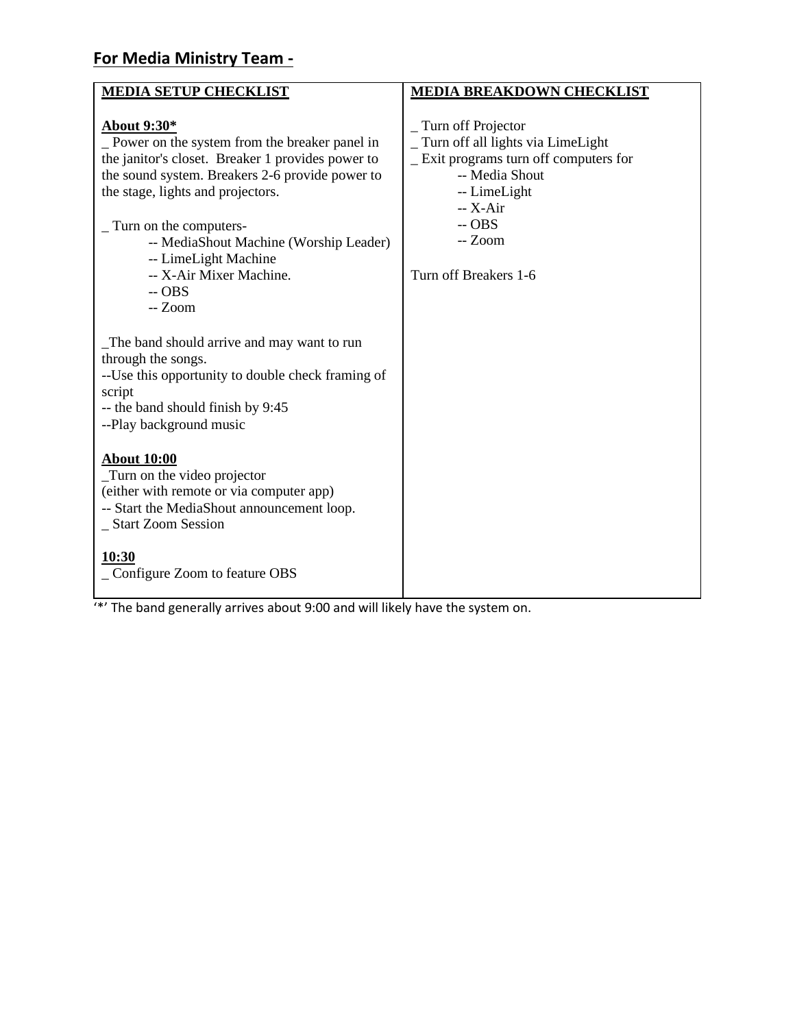## **For Media Ministry Team -**

| MEDIA SETUP CHECKLIST | MEDIA BREAKDOWN CHECKLIST |
|---|---|
| **About 9:30*** <br> _ Power on the system from the breaker panel in the janitor's closet. Breaker 1 provides power to the sound system. Breakers 2-6 provide power to the stage, lights and projectors. <br><br> _ Turn on the computers- <br> -- MediaShout Machine (Worship Leader) <br> -- LimeLight Machine <br> -- X-Air Mixer Machine. <br> -- OBS <br> -- Zoom <br><br> _The band should arrive and may want to run through the songs. <br> --Use this opportunity to double check framing of script <br> -- the band should finish by 9:45 <br> --Play background music <br><br> **About 10:00** <br> _Turn on the video projector <br> (either with remote or via computer app) <br> -- Start the MediaShout announcement loop. <br> _ Start Zoom Session <br><br> **10:30** <br> _ Configure Zoom to feature OBS | _ Turn off Projector <br> _ Turn off all lights via LimeLight <br> _ Exit programs turn off computers for <br> -- Media Shout <br> -- LimeLight <br> -- X-Air <br> -- OBS <br> -- Zoom <br><br> Turn off Breakers 1-6 |

'*' The band generally arrives about 9:00 and will likely have the system on.